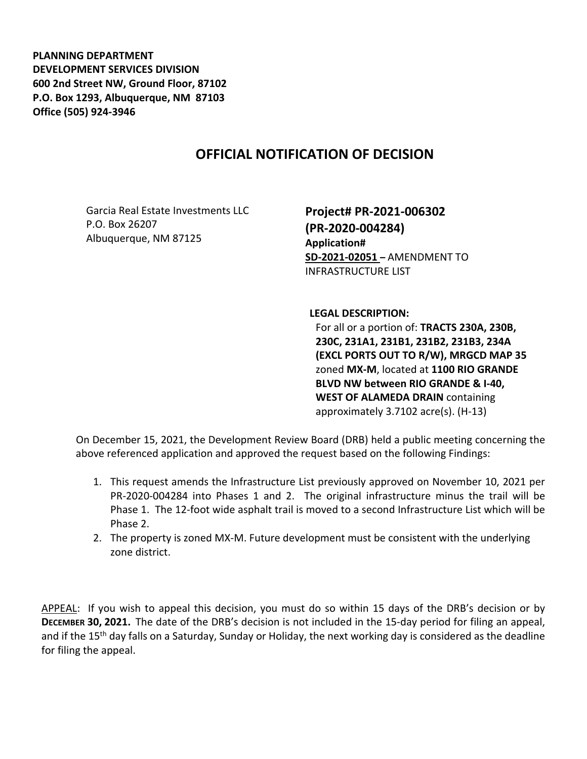**PLANNING DEPARTMENT**
**DEVELOPMENT SERVICES DIVISION**
**600 2nd Street NW, Ground Floor, 87102**
**P.O. Box 1293, Albuquerque, NM 87103**
**Office (505) 924-3946**

# OFFICIAL NOTIFICATION OF DECISION

Garcia Real Estate Investments LLC
P.O. Box 26207
Albuquerque, NM 87125

**Project# PR-2021-006302**
**(PR-2020-004284)**
**Application#**
**SD-2021-02051** – AMENDMENT TO INFRASTRUCTURE LIST

**LEGAL DESCRIPTION:**
For all or a portion of: **TRACTS 230A, 230B, 230C, 231A1, 231B1, 231B2, 231B3, 234A (EXCL PORTS OUT TO R/W), MRGCD MAP 35** zoned **MX-M**, located at **1100 RIO GRANDE BLVD NW between RIO GRANDE & I-40, WEST OF ALAMEDA DRAIN** containing approximately 3.7102 acre(s). (H-13)

On December 15, 2021, the Development Review Board (DRB) held a public meeting concerning the above referenced application and approved the request based on the following Findings:

1. This request amends the Infrastructure List previously approved on November 10, 2021 per PR-2020-004284 into Phases 1 and 2. The original infrastructure minus the trail will be Phase 1. The 12-foot wide asphalt trail is moved to a second Infrastructure List which will be Phase 2.
2. The property is zoned MX-M. Future development must be consistent with the underlying zone district.

APPEAL: If you wish to appeal this decision, you must do so within 15 days of the DRB's decision or by **DECEMBER 30, 2021.** The date of the DRB's decision is not included in the 15-day period for filing an appeal, and if the 15th day falls on a Saturday, Sunday or Holiday, the next working day is considered as the deadline for filing the appeal.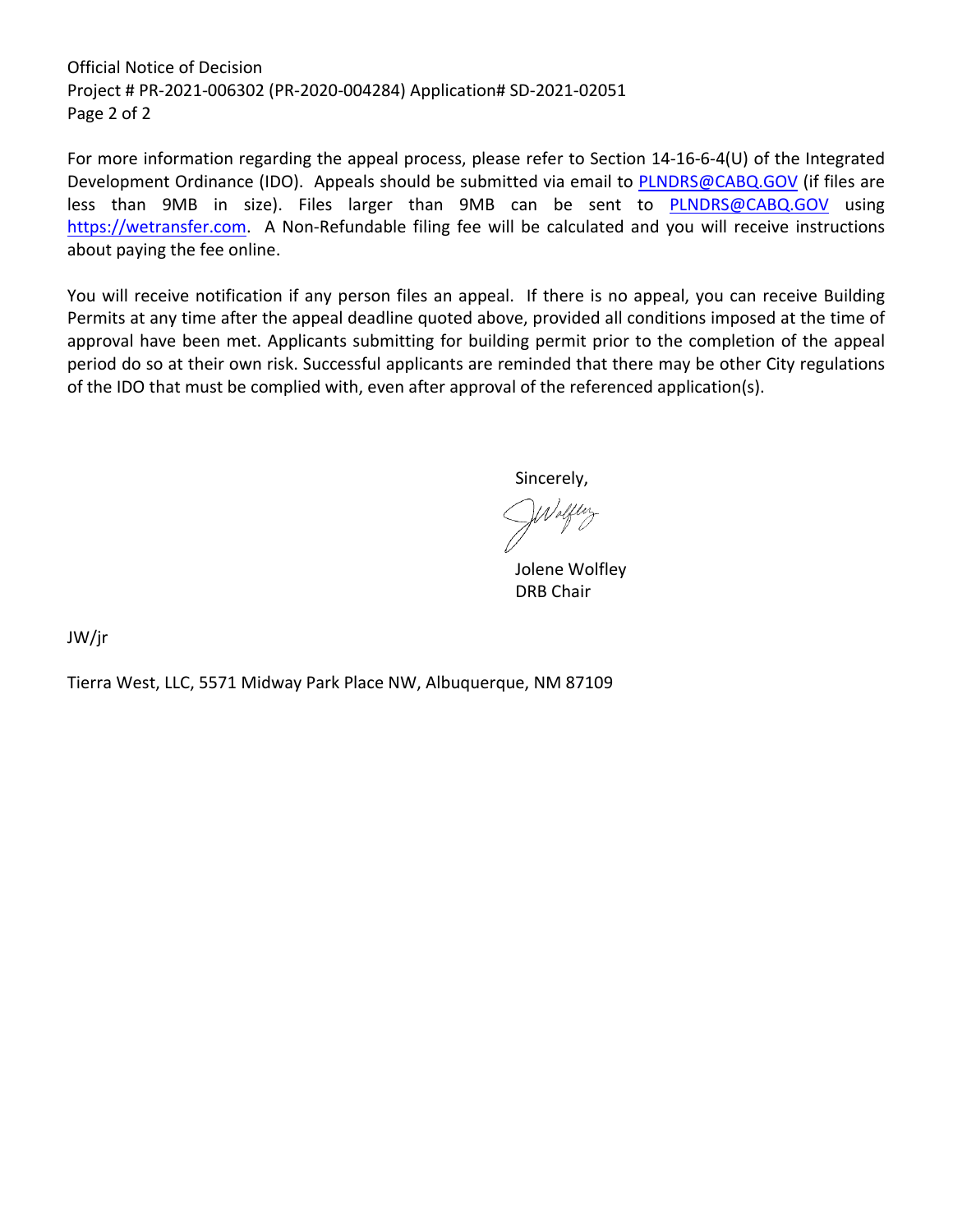For more information regarding the appeal process, please refer to Section 14-16-6-4(U) of the Integrated Development Ordinance (IDO). Appeals should be submitted via email to PLNDRS@CABQ.GOV (if files are less than 9MB in size). Files larger than 9MB can be sent to PLNDRS@CABQ.GOV using https://wetransfer.com. A Non-Refundable filing fee will be calculated and you will receive instructions about paying the fee online.

You will receive notification if any person files an appeal. If there is no appeal, you can receive Building Permits at any time after the appeal deadline quoted above, provided all conditions imposed at the time of approval have been met. Applicants submitting for building permit prior to the completion of the appeal period do so at their own risk. Successful applicants are reminded that there may be other City regulations of the IDO that must be complied with, even after approval of the referenced application(s).

Sincerely,

JWolfley

Jolene Wolfley
DRB Chair

JW/jr

Tierra West, LLC, 5571 Midway Park Place NW, Albuquerque, NM 87109